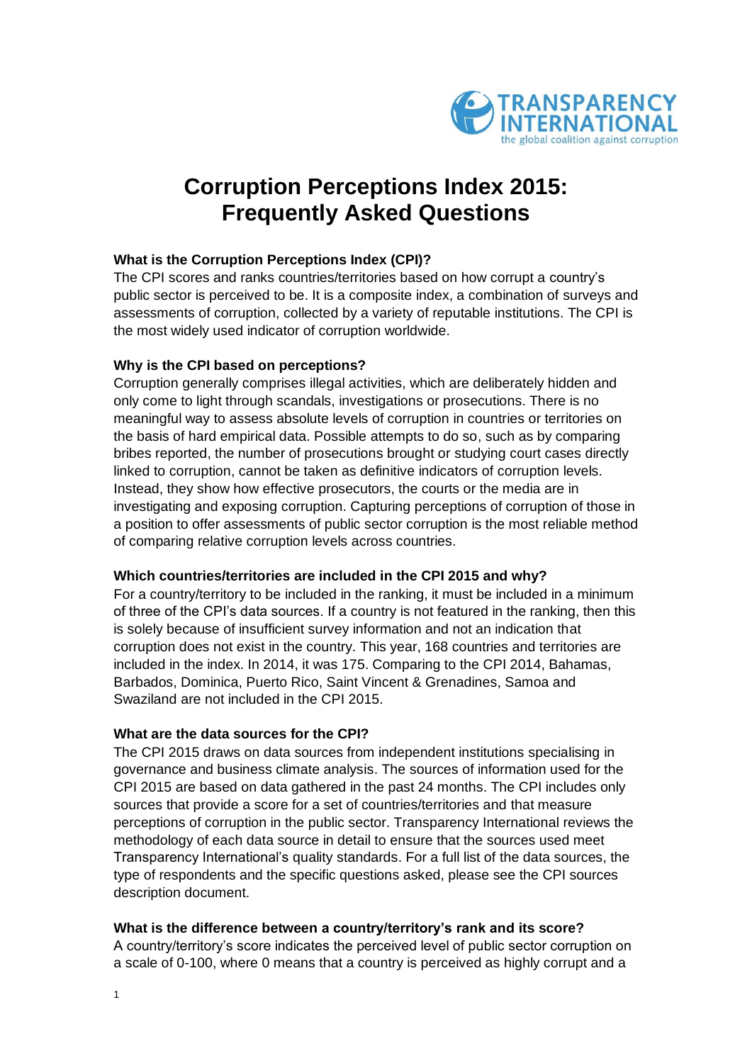# Corruption Perceptions Index 2015: Frequently Asked Questions

**What is the Corruption Perceptions Index (CPI)?**

The CPI scores and ranks countries/territories based on how corrupt a country's public sector is perceived to be. It is a composite index, a combination of surveys and assessments of corruption, collected by a variety of reputable institutions. The CPI is the most widely used indicator of corruption worldwide.

**Why is the CPI based on perceptions?**

Corruption generally comprises illegal activities, which are deliberately hidden and only come to light through scandals, investigations or prosecutions. There is no meaningful way to assess absolute levels of corruption in countries or territories on the basis of hard empirical data. Possible attempts to do so, such as by comparing bribes reported, the number of prosecutions brought or studying court cases directly linked to corruption, cannot be taken as definitive indicators of corruption levels. Instead, they show how effective prosecutors, the courts or the media are in investigating and exposing corruption. Capturing perceptions of corruption of those in a position to offer assessments of public sector corruption is the most reliable method of comparing relative corruption levels across countries.

**Which countries/territories are included in the CPI 2015 and why?**

For a country/territory to be included in the ranking, it must be included in a minimum of three of the CPI's data sources. If a country is not featured in the ranking, then this is solely because of insufficient survey information and not an indication that corruption does not exist in the country. This year, 168 countries and territories are included in the index. In 2014, it was 175. Comparing to the CPI 2014, Bahamas, Barbados, Dominica, Puerto Rico, Saint Vincent & Grenadines, Samoa and Swaziland are not included in the CPI 2015.

**What are the data sources for the CPI?**

The CPI 2015 draws on data sources from independent institutions specialising in governance and business climate analysis. The sources of information used for the CPI 2015 are based on data gathered in the past 24 months. The CPI includes only sources that provide a score for a set of countries/territories and that measure perceptions of corruption in the public sector. Transparency International reviews the methodology of each data source in detail to ensure that the sources used meet Transparency International's quality standards. For a full list of the data sources, the type of respondents and the specific questions asked, please see the CPI sources description document.

**What is the difference between a country/territory's rank and its score?**

A country/territory's score indicates the perceived level of public sector corruption on a scale of 0-100, where 0 means that a country is perceived as highly corrupt and a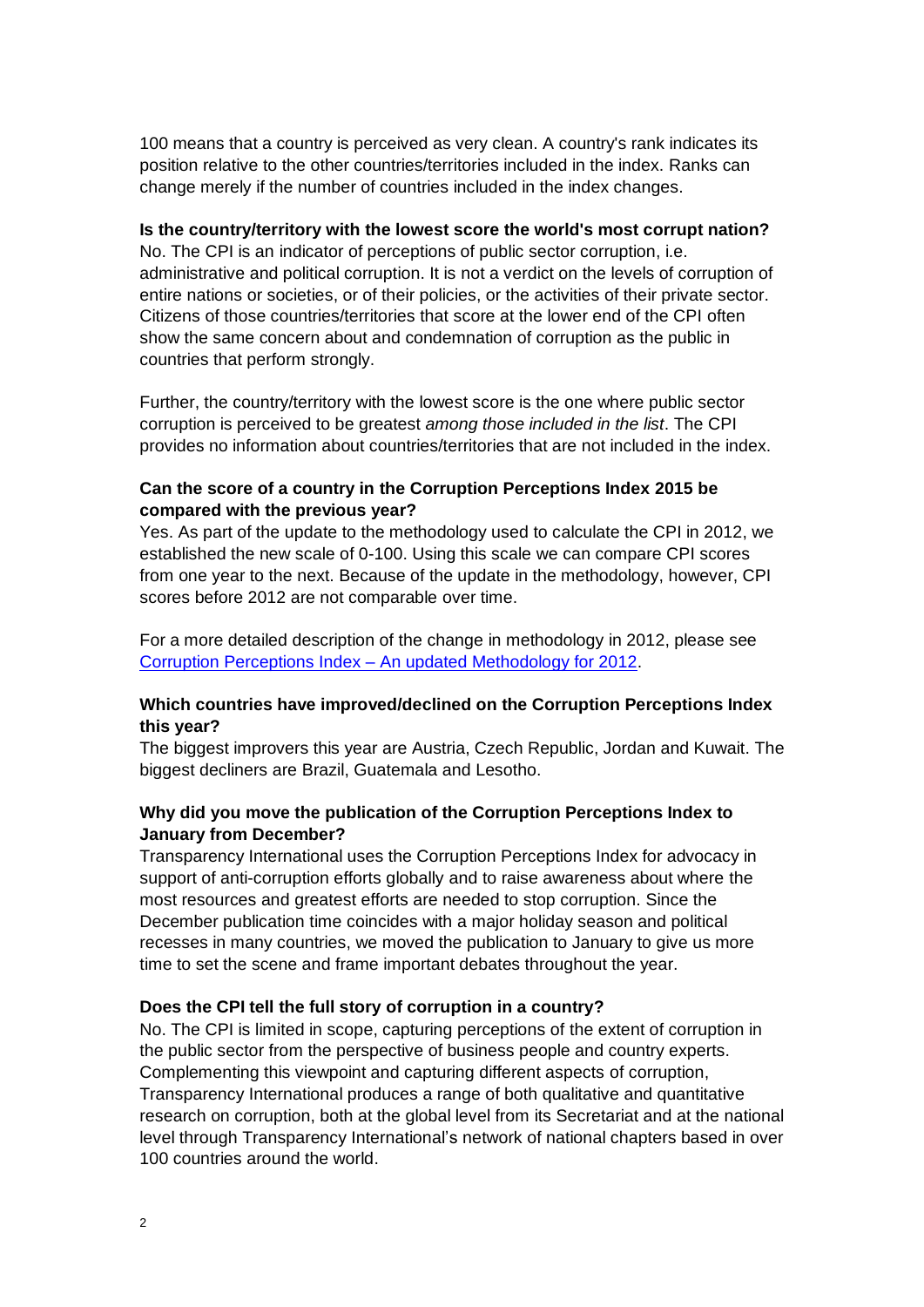100 means that a country is perceived as very clean. A country's rank indicates its position relative to the other countries/territories included in the index. Ranks can change merely if the number of countries included in the index changes.

**Is the country/territory with the lowest score the world's most corrupt nation?**

No. The CPI is an indicator of perceptions of public sector corruption, i.e. administrative and political corruption. It is not a verdict on the levels of corruption of entire nations or societies, or of their policies, or the activities of their private sector. Citizens of those countries/territories that score at the lower end of the CPI often show the same concern about and condemnation of corruption as the public in countries that perform strongly.

Further, the country/territory with the lowest score is the one where public sector corruption is perceived to be greatest *among those included in the list*. The CPI provides no information about countries/territories that are not included in the index.

**Can the score of a country in the Corruption Perceptions Index 2015 be compared with the previous year?**

Yes. As part of the update to the methodology used to calculate the CPI in 2012, we established the new scale of 0-100. Using this scale we can compare CPI scores from one year to the next. Because of the update in the methodology, however, CPI scores before 2012 are not comparable over time.

For a more detailed description of the change in methodology in 2012, please see [Corruption Perceptions Index – An updated Methodology for 2012].

**Which countries have improved/declined on the Corruption Perceptions Index this year?**

The biggest improvers this year are Austria, Czech Republic, Jordan and Kuwait. The biggest decliners are Brazil, Guatemala and Lesotho.

**Why did you move the publication of the Corruption Perceptions Index to January from December?**

Transparency International uses the Corruption Perceptions Index for advocacy in support of anti-corruption efforts globally and to raise awareness about where the most resources and greatest efforts are needed to stop corruption. Since the December publication time coincides with a major holiday season and political recesses in many countries, we moved the publication to January to give us more time to set the scene and frame important debates throughout the year.

**Does the CPI tell the full story of corruption in a country?**

No. The CPI is limited in scope, capturing perceptions of the extent of corruption in the public sector from the perspective of business people and country experts. Complementing this viewpoint and capturing different aspects of corruption, Transparency International produces a range of both qualitative and quantitative research on corruption, both at the global level from its Secretariat and at the national level through Transparency International's network of national chapters based in over 100 countries around the world.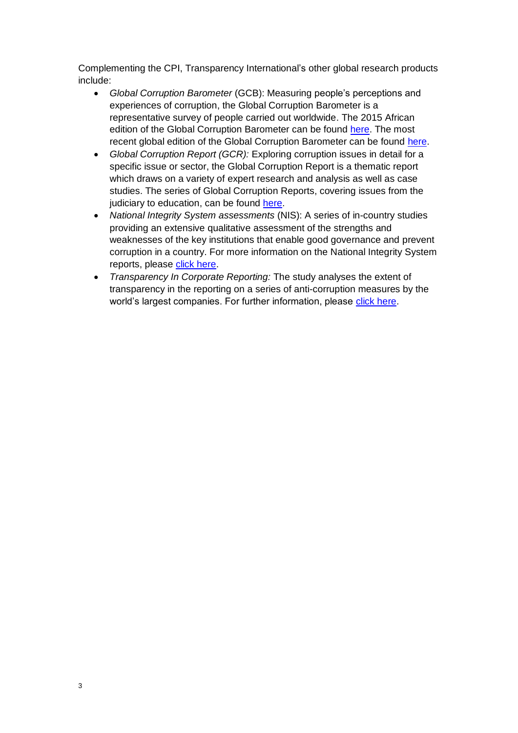Complementing the CPI, Transparency International's other global research products include:

- *Global Corruption Barometer* (GCB): Measuring people's perceptions and experiences of corruption, the Global Corruption Barometer is a representative survey of people carried out worldwide. The 2015 African edition of the Global Corruption Barometer can be found here. The most recent global edition of the Global Corruption Barometer can be found here.
- *Global Corruption Report (GCR):* Exploring corruption issues in detail for a specific issue or sector, the Global Corruption Report is a thematic report which draws on a variety of expert research and analysis as well as case studies. The series of Global Corruption Reports, covering issues from the judiciary to education, can be found here.
- *National Integrity System assessments* (NIS): A series of in-country studies providing an extensive qualitative assessment of the strengths and weaknesses of the key institutions that enable good governance and prevent corruption in a country. For more information on the National Integrity System reports, please click here.
- *Transparency In Corporate Reporting:* The study analyses the extent of transparency in the reporting on a series of anti-corruption measures by the world's largest companies. For further information, please click here.